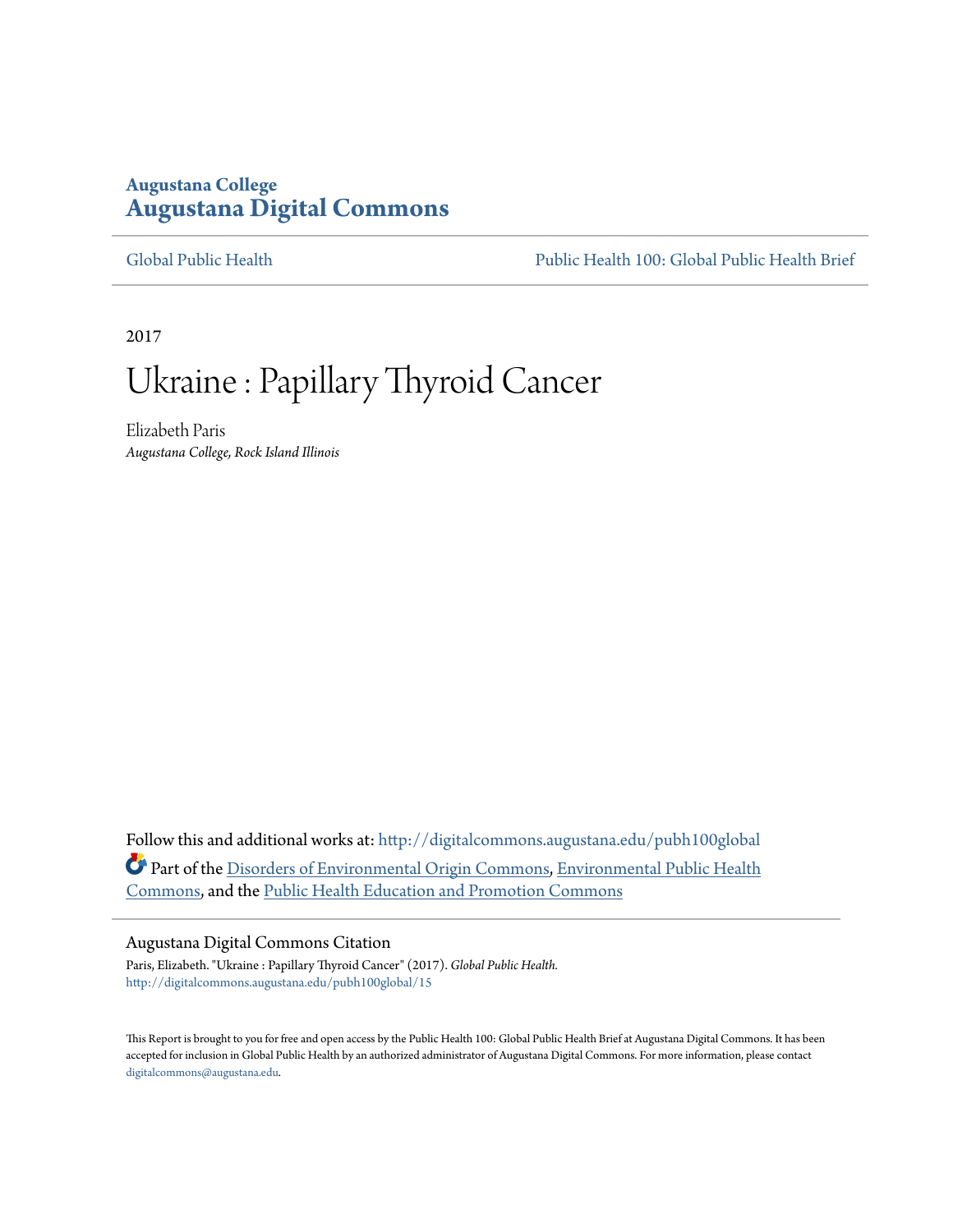**Augustana College**
# Augustana Digital Commons

Global Public Health | Public Health 100: Global Public Health Brief

2017

# Ukraine : Papillary Thyroid Cancer

Elizabeth Paris
*Augustana College, Rock Island Illinois*

Follow this and additional works at: http://digitalcommons.augustana.edu/pubh100global

Part of the Disorders of Environmental Origin Commons, Environmental Public Health Commons, and the Public Health Education and Promotion Commons

## Augustana Digital Commons Citation

Paris, Elizabeth. "Ukraine : Papillary Thyroid Cancer" (2017). *Global Public Health.*
http://digitalcommons.augustana.edu/pubh100global/15

This Report is brought to you for free and open access by the Public Health 100: Global Public Health Brief at Augustana Digital Commons. It has been accepted for inclusion in Global Public Health by an authorized administrator of Augustana Digital Commons. For more information, please contact digitalcommons@augustana.edu.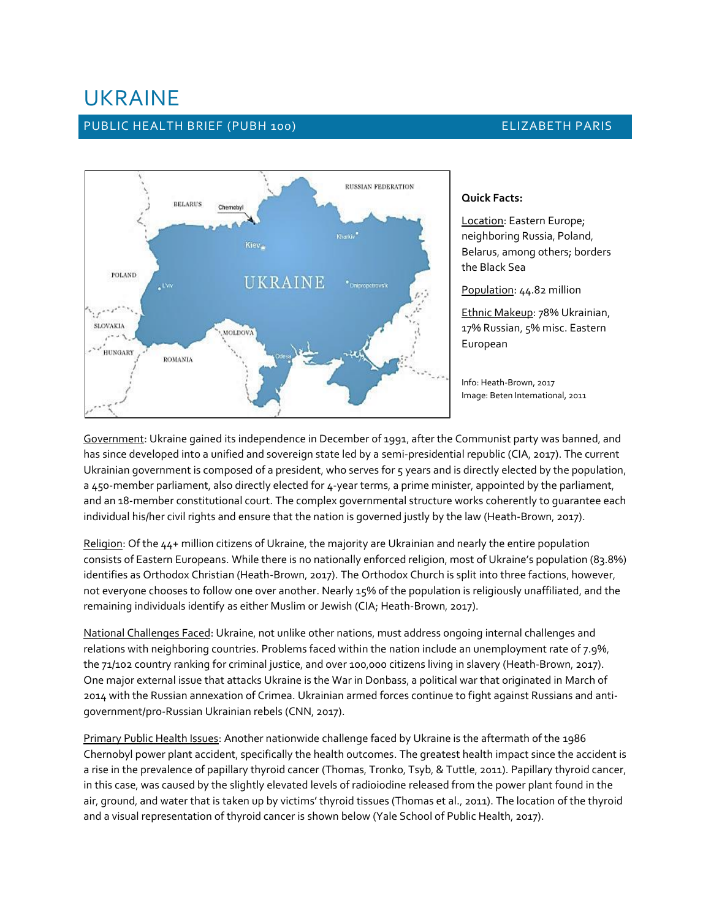# UKRAINE

PUBLIC HEALTH BRIEF (PUBH 100) ELIZABETH PARIS

**Quick Facts:**

Location: Eastern Europe; neighboring Russia, Poland, Belarus, among others; borders the Black Sea

Population: 44.82 million

Ethnic Makeup: 78% Ukrainian, 17% Russian, 5% misc. Eastern European

Info: Heath-Brown, 2017
Image: Beten International, 2011

Government: Ukraine gained its independence in December of 1991, after the Communist party was banned, and has since developed into a unified and sovereign state led by a semi-presidential republic (CIA, 2017). The current Ukrainian government is composed of a president, who serves for 5 years and is directly elected by the population, a 450-member parliament, also directly elected for 4-year terms, a prime minister, appointed by the parliament, and an 18-member constitutional court. The complex governmental structure works coherently to guarantee each individual his/her civil rights and ensure that the nation is governed justly by the law (Heath-Brown, 2017).

Religion: Of the 44+ million citizens of Ukraine, the majority are Ukrainian and nearly the entire population consists of Eastern Europeans. While there is no nationally enforced religion, most of Ukraine's population (83.8%) identifies as Orthodox Christian (Heath-Brown, 2017). The Orthodox Church is split into three factions, however, not everyone chooses to follow one over another. Nearly 15% of the population is religiously unaffiliated, and the remaining individuals identify as either Muslim or Jewish (CIA; Heath-Brown, 2017).

National Challenges Faced: Ukraine, not unlike other nations, must address ongoing internal challenges and relations with neighboring countries. Problems faced within the nation include an unemployment rate of 7.9%, the 71/102 country ranking for criminal justice, and over 100,000 citizens living in slavery (Heath-Brown, 2017). One major external issue that attacks Ukraine is the War in Donbass, a political war that originated in March of 2014 with the Russian annexation of Crimea. Ukrainian armed forces continue to fight against Russians and anti-government/pro-Russian Ukrainian rebels (CNN, 2017).

Primary Public Health Issues: Another nationwide challenge faced by Ukraine is the aftermath of the 1986 Chernobyl power plant accident, specifically the health outcomes. The greatest health impact since the accident is a rise in the prevalence of papillary thyroid cancer (Thomas, Tronko, Tsyb, & Tuttle, 2011). Papillary thyroid cancer, in this case, was caused by the slightly elevated levels of radioiodine released from the power plant found in the air, ground, and water that is taken up by victims' thyroid tissues (Thomas et al., 2011). The location of the thyroid and a visual representation of thyroid cancer is shown below (Yale School of Public Health, 2017).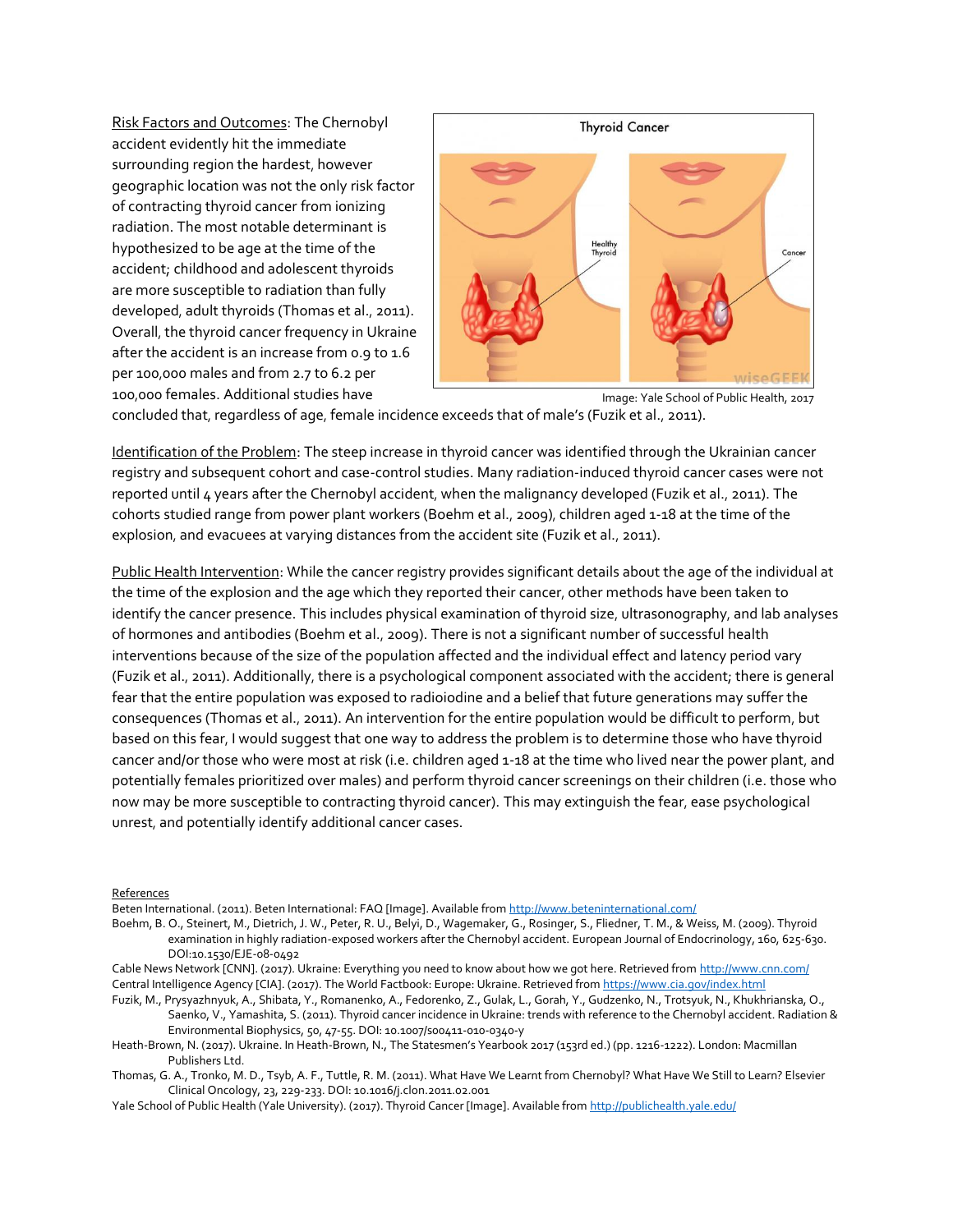Risk Factors and Outcomes: The Chernobyl accident evidently hit the immediate surrounding region the hardest, however geographic location was not the only risk factor of contracting thyroid cancer from ionizing radiation. The most notable determinant is hypothesized to be age at the time of the accident; childhood and adolescent thyroids are more susceptible to radiation than fully developed, adult thyroids (Thomas et al., 2011). Overall, the thyroid cancer frequency in Ukraine after the accident is an increase from 0.9 to 1.6 per 100,000 males and from 2.7 to 6.2 per 100,000 females. Additional studies have concluded that, regardless of age, female incidence exceeds that of male's (Fuzik et al., 2011).

Thyroid Cancer

Healthy Thyroid

Cancer

wiseGEEK

Image: Yale School of Public Health, 2017

Identification of the Problem: The steep increase in thyroid cancer was identified through the Ukrainian cancer registry and subsequent cohort and case-control studies. Many radiation-induced thyroid cancer cases were not reported until 4 years after the Chernobyl accident, when the malignancy developed (Fuzik et al., 2011). The cohorts studied range from power plant workers (Boehm et al., 2009), children aged 1-18 at the time of the explosion, and evacuees at varying distances from the accident site (Fuzik et al., 2011).

Public Health Intervention: While the cancer registry provides significant details about the age of the individual at the time of the explosion and the age which they reported their cancer, other methods have been taken to identify the cancer presence. This includes physical examination of thyroid size, ultrasonography, and lab analyses of hormones and antibodies (Boehm et al., 2009). There is not a significant number of successful health interventions because of the size of the population affected and the individual effect and latency period vary (Fuzik et al., 2011). Additionally, there is a psychological component associated with the accident; there is general fear that the entire population was exposed to radioiodine and a belief that future generations may suffer the consequences (Thomas et al., 2011). An intervention for the entire population would be difficult to perform, but based on this fear, I would suggest that one way to address the problem is to determine those who have thyroid cancer and/or those who were most at risk (i.e. children aged 1-18 at the time who lived near the power plant, and potentially females prioritized over males) and perform thyroid cancer screenings on their children (i.e. those who now may be more susceptible to contracting thyroid cancer). This may extinguish the fear, ease psychological unrest, and potentially identify additional cancer cases.

References

Beten International. (2011). Beten International: FAQ [Image]. Available from http://www.beteninternational.com/

Boehm, B. O., Steinert, M., Dietrich, J. W., Peter, R. U., Belyi, D., Wagemaker, G., Rosinger, S., Fliedner, T. M., & Weiss, M. (2009). Thyroid examination in highly radiation-exposed workers after the Chernobyl accident. European Journal of Endocrinology, 160, 625-630. DOI:10.1530/EJE-08-0492

Cable News Network [CNN]. (2017). Ukraine: Everything you need to know about how we got here. Retrieved from http://www.cnn.com/

Central Intelligence Agency [CIA]. (2017). The World Factbook: Europe: Ukraine. Retrieved from https://www.cia.gov/index.html

Fuzik, M., Prysyazhnyuk, A., Shibata, Y., Romanenko, A., Fedorenko, Z., Gulak, L., Gorah, Y., Gudzenko, N., Trotsyuk, N., Khukhrianska, O., Saenko, V., Yamashita, S. (2011). Thyroid cancer incidence in Ukraine: trends with reference to the Chernobyl accident. Radiation & Environmental Biophysics, 50, 47-55. DOI: 10.1007/s00411-010-0340-y

Heath-Brown, N. (2017). Ukraine. In Heath-Brown, N., The Statesmen's Yearbook 2017 (153rd ed.) (pp. 1216-1222). London: Macmillan Publishers Ltd.

Thomas, G. A., Tronko, M. D., Tsyb, A. F., Tuttle, R. M. (2011). What Have We Learnt from Chernobyl? What Have We Still to Learn? Elsevier Clinical Oncology, 23, 229-233. DOI: 10.1016/j.clon.2011.02.001

Yale School of Public Health (Yale University). (2017). Thyroid Cancer [Image]. Available from http://publichealth.yale.edu/